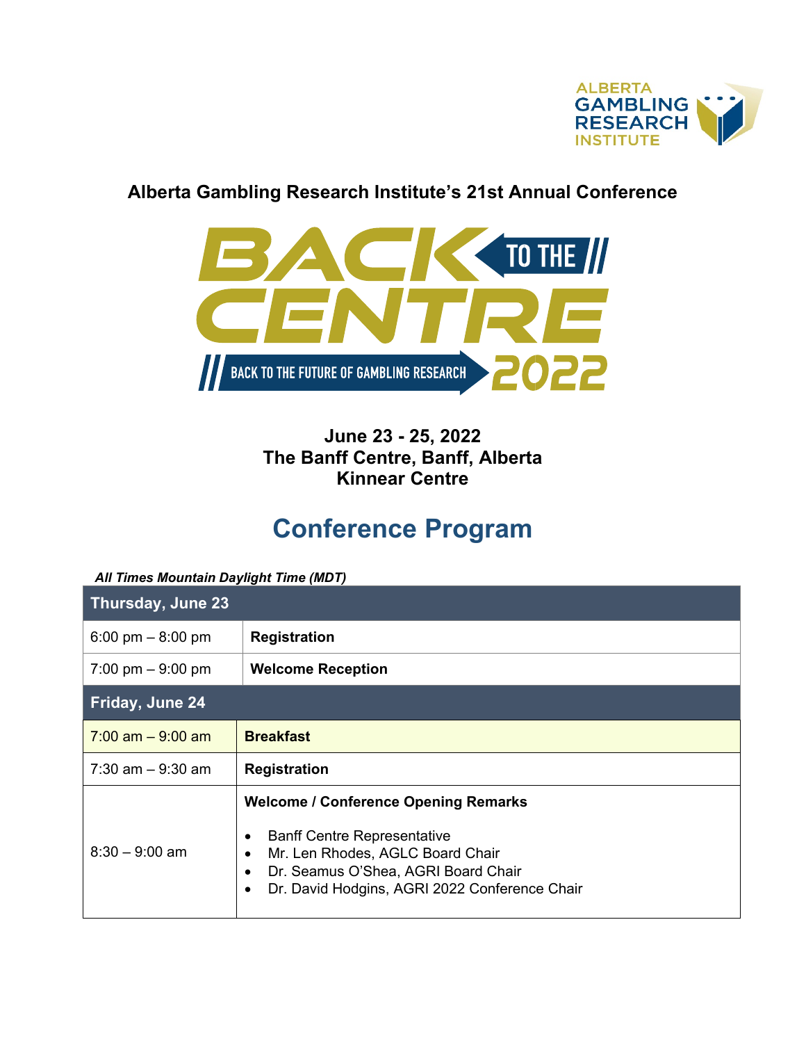ALBERTA GAMBLING RESEARCH INSTITUTE

**Alberta Gambling Research Institute's 21st Annual Conference**

BACK TO THE CENTRE

BACK TO THE FUTURE OF GAMBLING RESEARCH 2022

**June 23 - 25, 2022**
**The Banff Centre, Banff, Alberta**
**Kinnear Centre**

# Conference Program

***All Times Mountain Daylight Time (MDT)***

| **Thursday, June 23** | |
|---|---|
| 6:00 pm – 8:00 pm | **Registration** |
| 7:00 pm – 9:00 pm | **Welcome Reception** |
| **Friday, June 24** | |
| 7:00 am – 9:00 am | **Breakfast** |
| 7:30 am – 9:30 am | **Registration** |
| 8:30 – 9:00 am | **Welcome / Conference Opening Remarks**<br>• Banff Centre Representative<br>• Mr. Len Rhodes, AGLC Board Chair<br>• Dr. Seamus O'Shea, AGRI Board Chair<br>• Dr. David Hodgins, AGRI 2022 Conference Chair |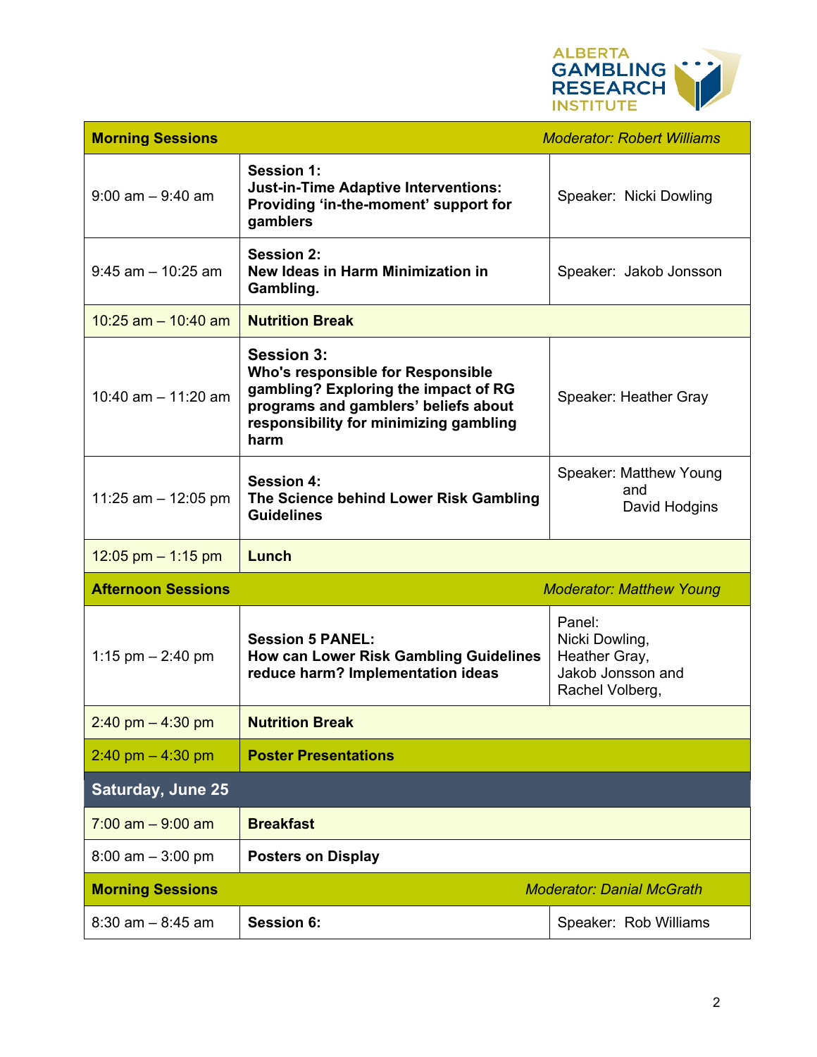| Morning Sessions | | *Moderator: Robert Williams* |
|---|---|---|
| 9:00 am – 9:40 am | **Session 1:** **Just-in-Time Adaptive Interventions: Providing 'in-the-moment' support for gamblers** | Speaker: Nicki Dowling |
| 9:45 am – 10:25 am | **Session 2:** **New Ideas in Harm Minimization in Gambling.** | Speaker: Jakob Jonsson |
| 10:25 am – 10:40 am | **Nutrition Break** | |
| 10:40 am – 11:20 am | **Session 3:** **Who's responsible for Responsible gambling? Exploring the impact of RG programs and gamblers' beliefs about responsibility for minimizing gambling harm** | Speaker: Heather Gray |
| 11:25 am – 12:05 pm | **Session 4:** **The Science behind Lower Risk Gambling Guidelines** | Speaker: Matthew Young and David Hodgins |
| 12:05 pm – 1:15 pm | **Lunch** | |
| **Afternoon Sessions** | | *Moderator: Matthew Young* |
| 1:15 pm – 2:40 pm | **Session 5 PANEL:** **How can Lower Risk Gambling Guidelines reduce harm? Implementation ideas** | Panel: Nicki Dowling, Heather Gray, Jakob Jonsson and Rachel Volberg, |
| 2:40 pm – 4:30 pm | **Nutrition Break** | |
| 2:40 pm – 4:30 pm | **Poster Presentations** | |
| **Saturday, June 25** | | |
| 7:00 am – 9:00 am | **Breakfast** | |
| 8:00 am – 3:00 pm | **Posters on Display** | |
| **Morning Sessions** | | *Moderator: Danial McGrath* |
| 8:30 am – 8:45 am | **Session 6:** | Speaker: Rob Williams |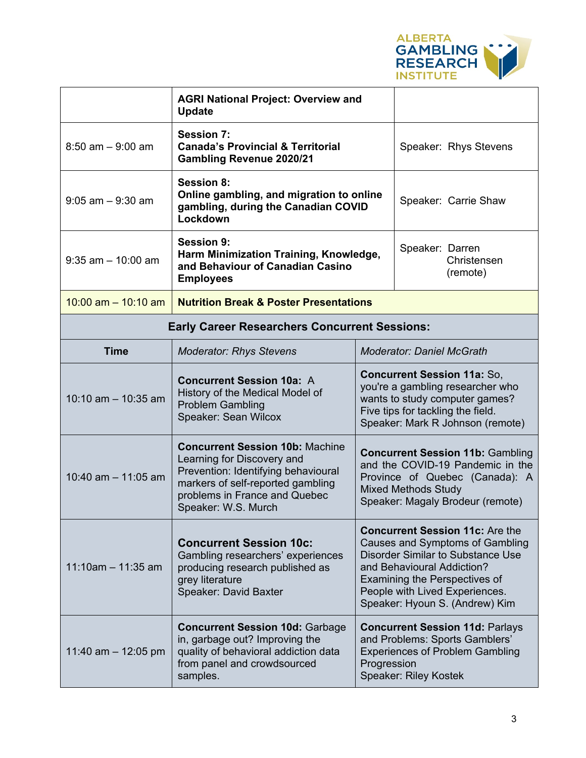| | AGRI National Project: Overview and Update | |
|---|---|---|
| 8:50 am – 9:00 am | **Session 7:** **Canada's Provincial & Territorial Gambling Revenue 2020/21** | Speaker: Rhys Stevens |
| 9:05 am – 9:30 am | **Session 8:** **Online gambling, and migration to online gambling, during the Canadian COVID Lockdown** | Speaker: Carrie Shaw |
| 9:35 am – 10:00 am | **Session 9:** **Harm Minimization Training, Knowledge, and Behaviour of Canadian Casino Employees** | Speaker: Darren Christensen (remote) |
| 10:00 am – 10:10 am | **Nutrition Break & Poster Presentations** | |

**Early Career Researchers Concurrent Sessions:**

| Time | *Moderator: Rhys Stevens* | *Moderator: Daniel McGrath* |
|---|---|---|
| 10:10 am – 10:35 am | **Concurrent Session 10a:** A History of the Medical Model of Problem Gambling Speaker: Sean Wilcox | **Concurrent Session 11a:** So, you're a gambling researcher who wants to study computer games? Five tips for tackling the field. Speaker: Mark R Johnson (remote) |
| 10:40 am – 11:05 am | **Concurrent Session 10b:** Machine Learning for Discovery and Prevention: Identifying behavioural markers of self-reported gambling problems in France and Quebec Speaker: W.S. Murch | **Concurrent Session 11b:** Gambling and the COVID-19 Pandemic in the Province of Quebec (Canada): A Mixed Methods Study Speaker: Magaly Brodeur (remote) |
| 11:10am – 11:35 am | **Concurrent Session 10c:** Gambling researchers' experiences producing research published as grey literature Speaker: David Baxter | **Concurrent Session 11c:** Are the Causes and Symptoms of Gambling Disorder Similar to Substance Use and Behavioural Addiction? Examining the Perspectives of People with Lived Experiences. Speaker: Hyoun S. (Andrew) Kim |
| 11:40 am – 12:05 pm | **Concurrent Session 10d:** Garbage in, garbage out? Improving the quality of behavioral addiction data from panel and crowdsourced samples. | **Concurrent Session 11d:** Parlays and Problems: Sports Gamblers' Experiences of Problem Gambling Progression Speaker: Riley Kostek |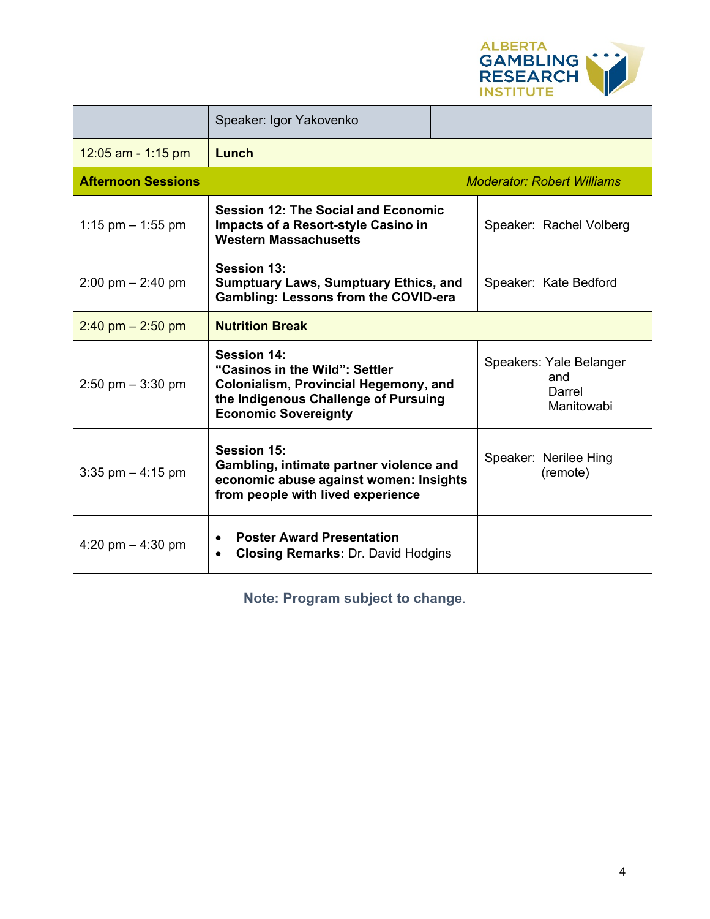| | | |
|---|---|---|
| | Speaker: Igor Yakovenko | |
| 12:05 am - 1:15 pm | **Lunch** | |
| **Afternoon Sessions** | | *Moderator: Robert Williams* |
| 1:15 pm – 1:55 pm | **Session 12: The Social and Economic Impacts of a Resort-style Casino in Western Massachusetts** | Speaker: Rachel Volberg |
| 2:00 pm – 2:40 pm | **Session 13: Sumptuary Laws, Sumptuary Ethics, and Gambling: Lessons from the COVID-era** | Speaker: Kate Bedford |
| 2:40 pm – 2:50 pm | **Nutrition Break** | |
| 2:50 pm – 3:30 pm | **Session 14: “Casinos in the Wild”: Settler Colonialism, Provincial Hegemony, and the Indigenous Challenge of Pursuing Economic Sovereignty** | Speakers: Yale Belanger and Darrel Manitowabi |
| 3:35 pm – 4:15 pm | **Session 15: Gambling, intimate partner violence and economic abuse against women: Insights from people with lived experience** | Speaker: Nerilee Hing (remote) |
| 4:20 pm – 4:30 pm | • **Poster Award Presentation** <br> • **Closing Remarks:** Dr. David Hodgins | |

**Note: Program subject to change**.